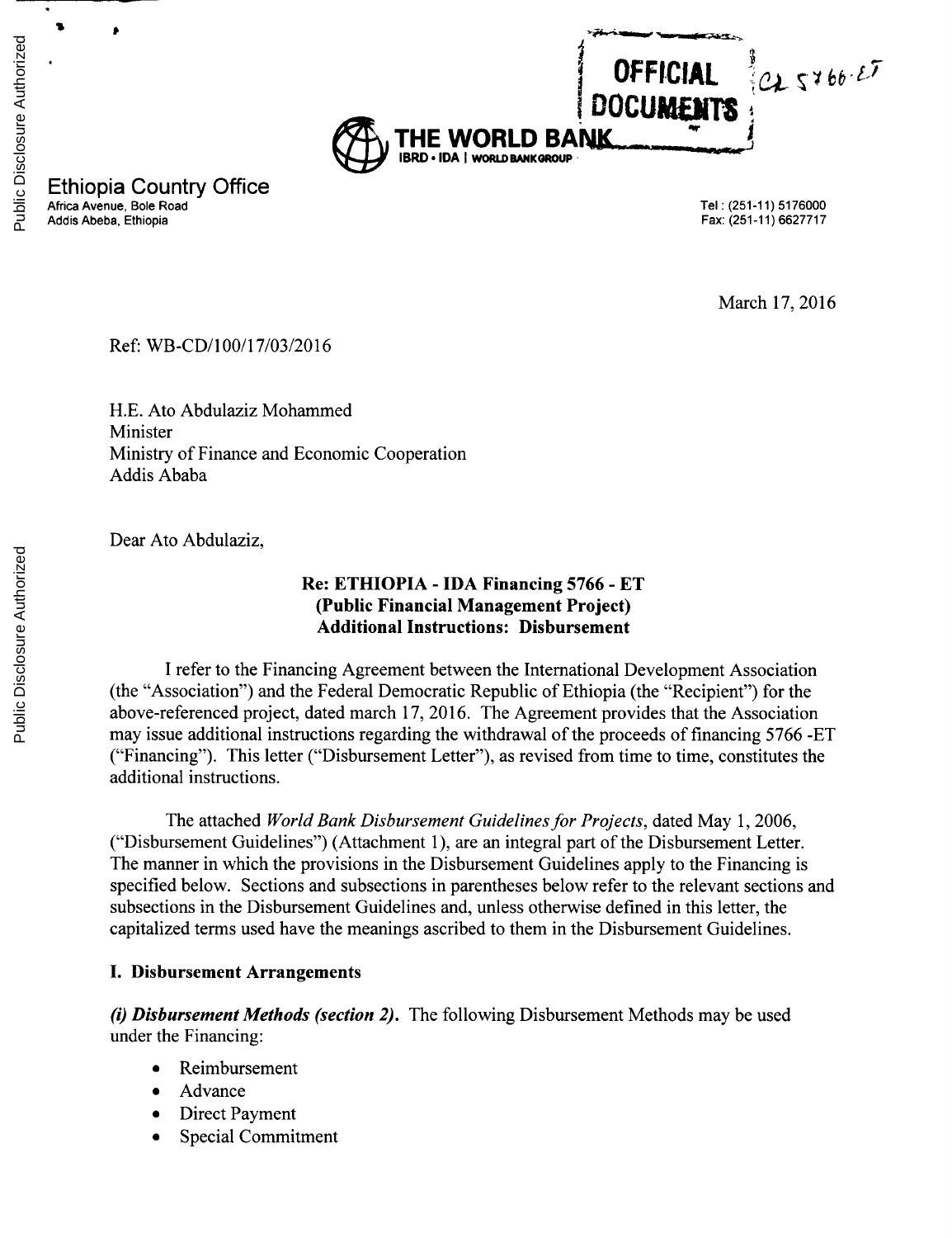**OFFICIAL DOCUMENTS** Cr 5766-ET

THE WORLD BANK
IBRD • IDA | WORLD BANK GROUP

**Ethiopia Country Office**
Africa Avenue, Bole Road
Addis Abeba, Ethiopia

Tel : (251-11) 5176000
Fax: (251-11) 6627717

March 17, 2016

Ref: WB-CD/100/17/03/2016

H.E. Ato Abdulaziz Mohammed
Minister
Ministry of Finance and Economic Cooperation
Addis Ababa

Dear Ato Abdulaziz,

**Re: ETHIOPIA - IDA Financing 5766 - ET**
**(Public Financial Management Project)**
**Additional Instructions: Disbursement**

I refer to the Financing Agreement between the International Development Association (the "Association") and the Federal Democratic Republic of Ethiopia (the "Recipient") for the above-referenced project, dated march 17, 2016. The Agreement provides that the Association may issue additional instructions regarding the withdrawal of the proceeds of financing 5766 -ET ("Financing"). This letter ("Disbursement Letter"), as revised from time to time, constitutes the additional instructions.

The attached *World Bank Disbursement Guidelines for Projects*, dated May 1, 2006, ("Disbursement Guidelines") (Attachment 1), are an integral part of the Disbursement Letter. The manner in which the provisions in the Disbursement Guidelines apply to the Financing is specified below. Sections and subsections in parentheses below refer to the relevant sections and subsections in the Disbursement Guidelines and, unless otherwise defined in this letter, the capitalized terms used have the meanings ascribed to them in the Disbursement Guidelines.

**I. Disbursement Arrangements**

***(i) Disbursement Methods (section 2).*** The following Disbursement Methods may be used under the Financing:

- Reimbursement
- Advance
- Direct Payment
- Special Commitment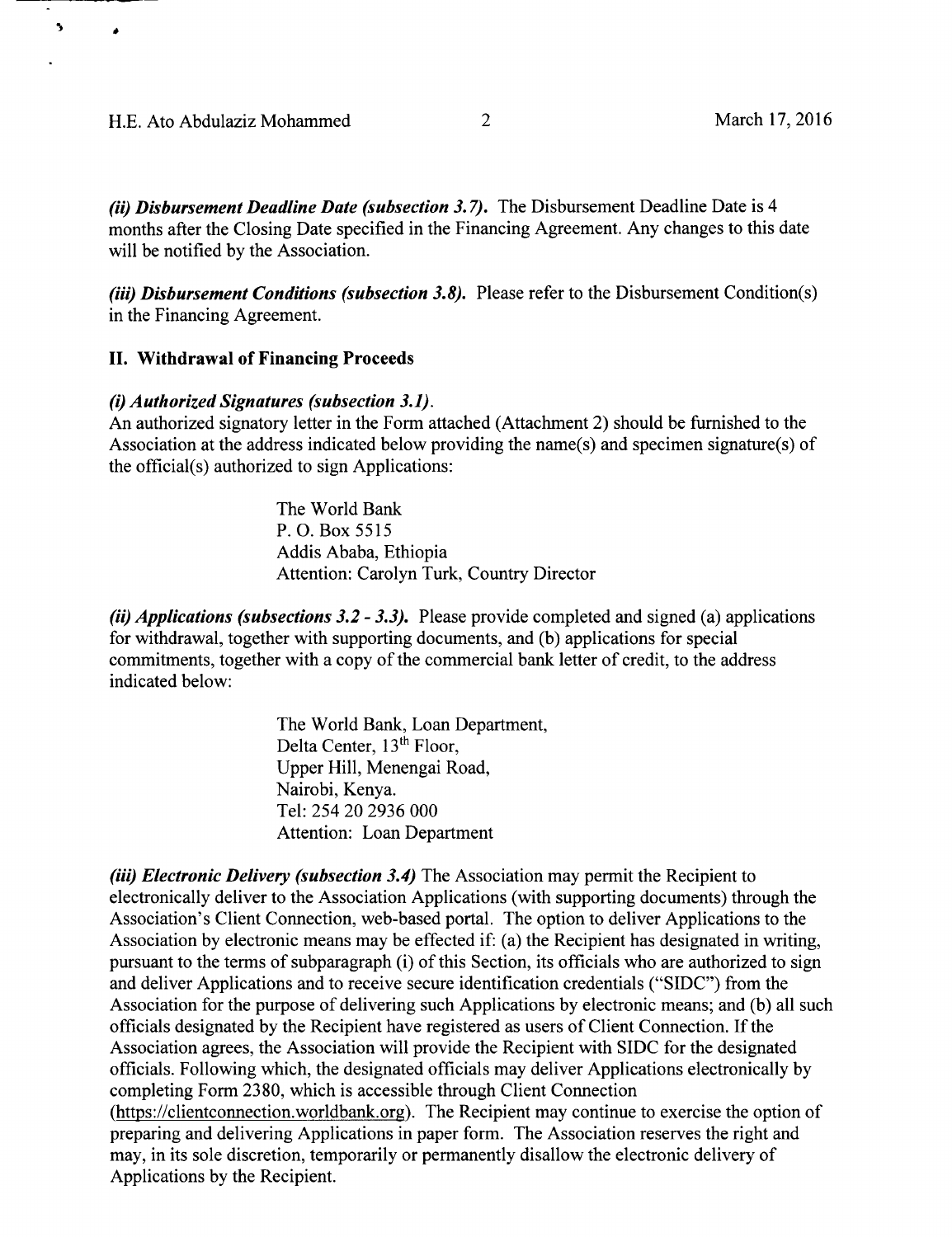***(ii) Disbursement Deadline Date (subsection 3.7).*** The Disbursement Deadline Date is 4 months after the Closing Date specified in the Financing Agreement. Any changes to this date will be notified by the Association.

***(iii) Disbursement Conditions (subsection 3.8).*** Please refer to the Disbursement Condition(s) in the Financing Agreement.

## II. Withdrawal of Financing Proceeds

***(i) Authorized Signatures (subsection 3.1).***

An authorized signatory letter in the Form attached (Attachment 2) should be furnished to the Association at the address indicated below providing the name(s) and specimen signature(s) of the official(s) authorized to sign Applications:

> The World Bank
> P. O. Box 5515
> Addis Ababa, Ethiopia
> Attention: Carolyn Turk, Country Director

***(ii) Applications (subsections 3.2 - 3.3).*** Please provide completed and signed (a) applications for withdrawal, together with supporting documents, and (b) applications for special commitments, together with a copy of the commercial bank letter of credit, to the address indicated below:

> The World Bank, Loan Department,
> Delta Center, 13th Floor,
> Upper Hill, Menengai Road,
> Nairobi, Kenya.
> Tel: 254 20 2936 000
> Attention: Loan Department

***(iii) Electronic Delivery (subsection 3.4)*** The Association may permit the Recipient to electronically deliver to the Association Applications (with supporting documents) through the Association's Client Connection, web-based portal. The option to deliver Applications to the Association by electronic means may be effected if: (a) the Recipient has designated in writing, pursuant to the terms of subparagraph (i) of this Section, its officials who are authorized to sign and deliver Applications and to receive secure identification credentials ("SIDC") from the Association for the purpose of delivering such Applications by electronic means; and (b) all such officials designated by the Recipient have registered as users of Client Connection. If the Association agrees, the Association will provide the Recipient with SIDC for the designated officials. Following which, the designated officials may deliver Applications electronically by completing Form 2380, which is accessible through Client Connection (https://clientconnection.worldbank.org). The Recipient may continue to exercise the option of preparing and delivering Applications in paper form. The Association reserves the right and may, in its sole discretion, temporarily or permanently disallow the electronic delivery of Applications by the Recipient.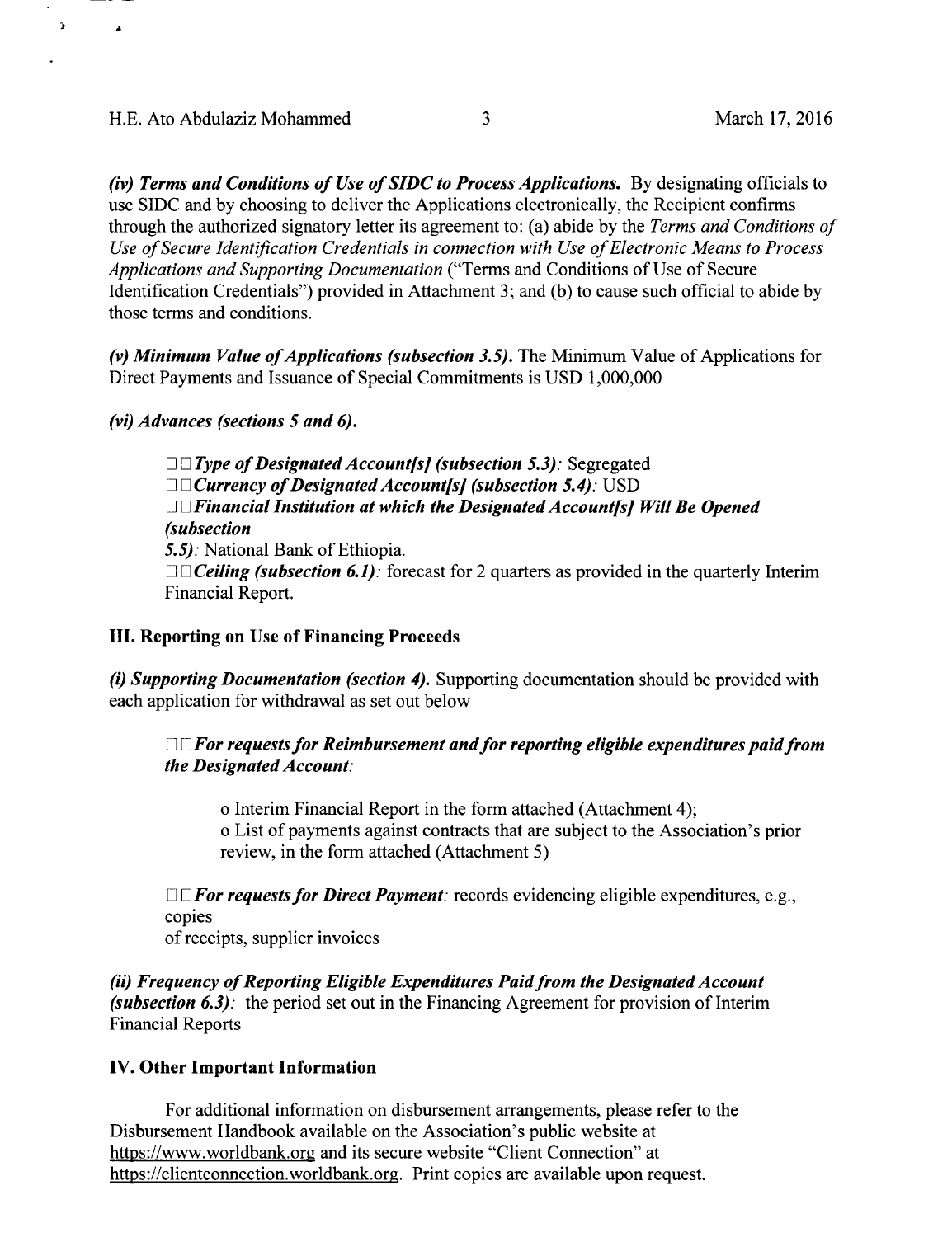*(iv) Terms and Conditions of Use of SIDC to Process Applications.* By designating officials to use SIDC and by choosing to deliver the Applications electronically, the Recipient confirms through the authorized signatory letter its agreement to: (a) abide by the *Terms and Conditions of Use of Secure Identification Credentials in connection with Use of Electronic Means to Process Applications and Supporting Documentation* ("Terms and Conditions of Use of Secure Identification Credentials") provided in Attachment 3; and (b) to cause such official to abide by those terms and conditions.

***(v) Minimum Value of Applications (subsection 3.5).*** The Minimum Value of Applications for Direct Payments and Issuance of Special Commitments is USD 1,000,000

***(vi) Advances (sections 5 and 6).***

- ***Type of Designated Account[s] (subsection 5.3):*** Segregated
- ***Currency of Designated Account[s] (subsection 5.4):*** USD
- ***Financial Institution at which the Designated Account[s] Will Be Opened (subsection 5.5):*** National Bank of Ethiopia.
- ***Ceiling (subsection 6.1):*** forecast for 2 quarters as provided in the quarterly Interim Financial Report.

**III. Reporting on Use of Financing Proceeds**

***(i) Supporting Documentation (section 4).*** Supporting documentation should be provided with each application for withdrawal as set out below

- ***For requests for Reimbursement and for reporting eligible expenditures paid from the Designated Account:***
  - o Interim Financial Report in the form attached (Attachment 4);
  - o List of payments against contracts that are subject to the Association's prior review, in the form attached (Attachment 5)
- ***For requests for Direct Payment:*** records evidencing eligible expenditures, e.g., copies of receipts, supplier invoices

***(ii) Frequency of Reporting Eligible Expenditures Paid from the Designated Account (subsection 6.3):*** the period set out in the Financing Agreement for provision of Interim Financial Reports

**IV. Other Important Information**

For additional information on disbursement arrangements, please refer to the Disbursement Handbook available on the Association's public website at https://www.worldbank.org and its secure website "Client Connection" at https://clientconnection.worldbank.org. Print copies are available upon request.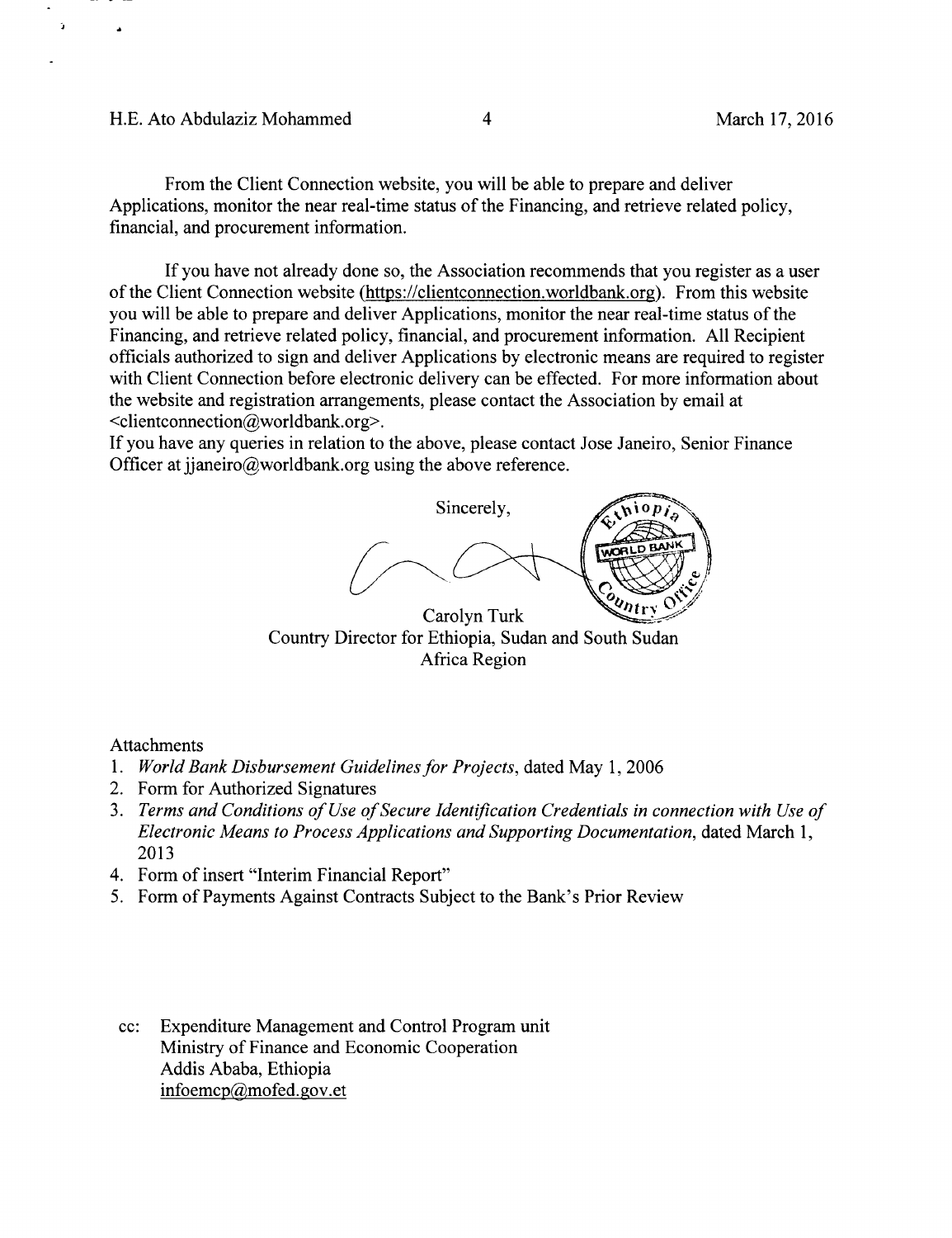From the Client Connection website, you will be able to prepare and deliver Applications, monitor the near real-time status of the Financing, and retrieve related policy, financial, and procurement information.

If you have not already done so, the Association recommends that you register as a user of the Client Connection website (https://clientconnection.worldbank.org). From this website you will be able to prepare and deliver Applications, monitor the near real-time status of the Financing, and retrieve related policy, financial, and procurement information. All Recipient officials authorized to sign and deliver Applications by electronic means are required to register with Client Connection before electronic delivery can be effected. For more information about the website and registration arrangements, please contact the Association by email at <clientconnection@worldbank.org>.

If you have any queries in relation to the above, please contact Jose Janeiro, Senior Finance Officer at jjaneiro@worldbank.org using the above reference.

Sincerely,

Carolyn Turk
Country Director for Ethiopia, Sudan and South Sudan
Africa Region

Attachments

1. *World Bank Disbursement Guidelines for Projects*, dated May 1, 2006
2. Form for Authorized Signatures
3. *Terms and Conditions of Use of Secure Identification Credentials in connection with Use of Electronic Means to Process Applications and Supporting Documentation*, dated March 1, 2013
4. Form of insert "Interim Financial Report"
5. Form of Payments Against Contracts Subject to the Bank's Prior Review

cc: Expenditure Management and Control Program unit
Ministry of Finance and Economic Cooperation
Addis Ababa, Ethiopia
infoemcp@mofed.gov.et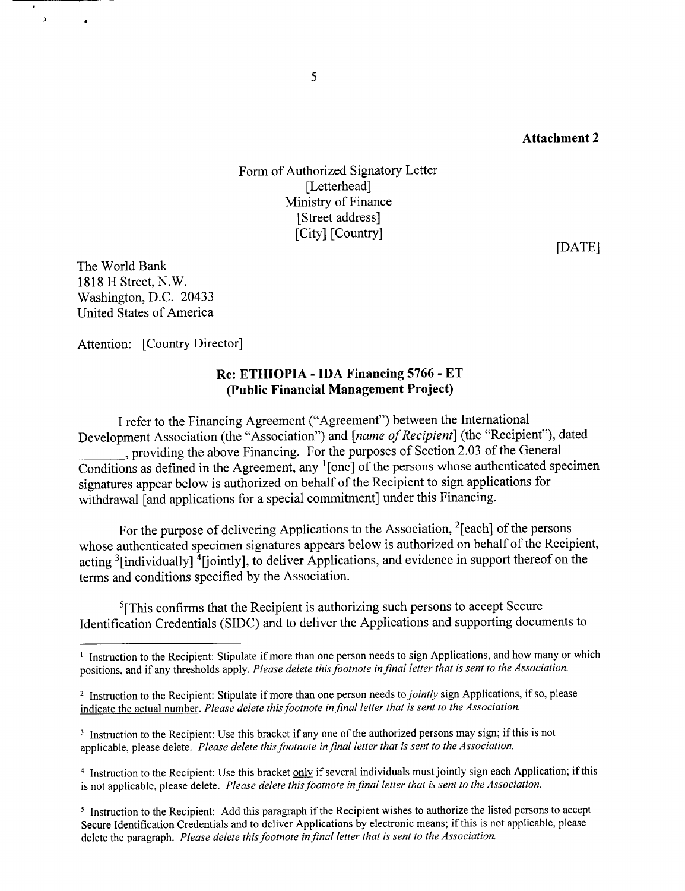**Attachment 2**

Form of Authorized Signatory Letter
[Letterhead]
Ministry of Finance
[Street address]
[City] [Country]

[DATE]

The World Bank
1818 H Street, N.W.
Washington, D.C. 20433
United States of America

Attention: [Country Director]

**Re: ETHIOPIA - IDA Financing 5766 - ET**
**(Public Financial Management Project)**

I refer to the Financing Agreement ("Agreement") between the International Development Association (the "Association") and [*name of Recipient*] (the "Recipient"), dated _______, providing the above Financing. For the purposes of Section 2.03 of the General Conditions as defined in the Agreement, any [1][one] of the persons whose authenticated specimen signatures appear below is authorized on behalf of the Recipient to sign applications for withdrawal [and applications for a special commitment] under this Financing.

For the purpose of delivering Applications to the Association, [2][each] of the persons whose authenticated specimen signatures appears below is authorized on behalf of the Recipient, acting [3][individually] [4][jointly], to deliver Applications, and evidence in support thereof on the terms and conditions specified by the Association.

[5][This confirms that the Recipient is authorizing such persons to accept Secure Identification Credentials (SIDC) and to deliver the Applications and supporting documents to

---

[1] Instruction to the Recipient: Stipulate if more than one person needs to sign Applications, and how many or which positions, and if any thresholds apply. *Please delete this footnote in final letter that is sent to the Association.*

[2] Instruction to the Recipient: Stipulate if more than one person needs to *jointly* sign Applications, if so, please indicate the actual number. *Please delete this footnote in final letter that is sent to the Association.*

[3] Instruction to the Recipient: Use this bracket if any one of the authorized persons may sign; if this is not applicable, please delete. *Please delete this footnote in final letter that is sent to the Association.*

[4] Instruction to the Recipient: Use this bracket only if several individuals must jointly sign each Application; if this is not applicable, please delete. *Please delete this footnote in final letter that is sent to the Association.*

[5] Instruction to the Recipient: Add this paragraph if the Recipient wishes to authorize the listed persons to accept Secure Identification Credentials and to deliver Applications by electronic means; if this is not applicable, please delete the paragraph. *Please delete this footnote in final letter that is sent to the Association.*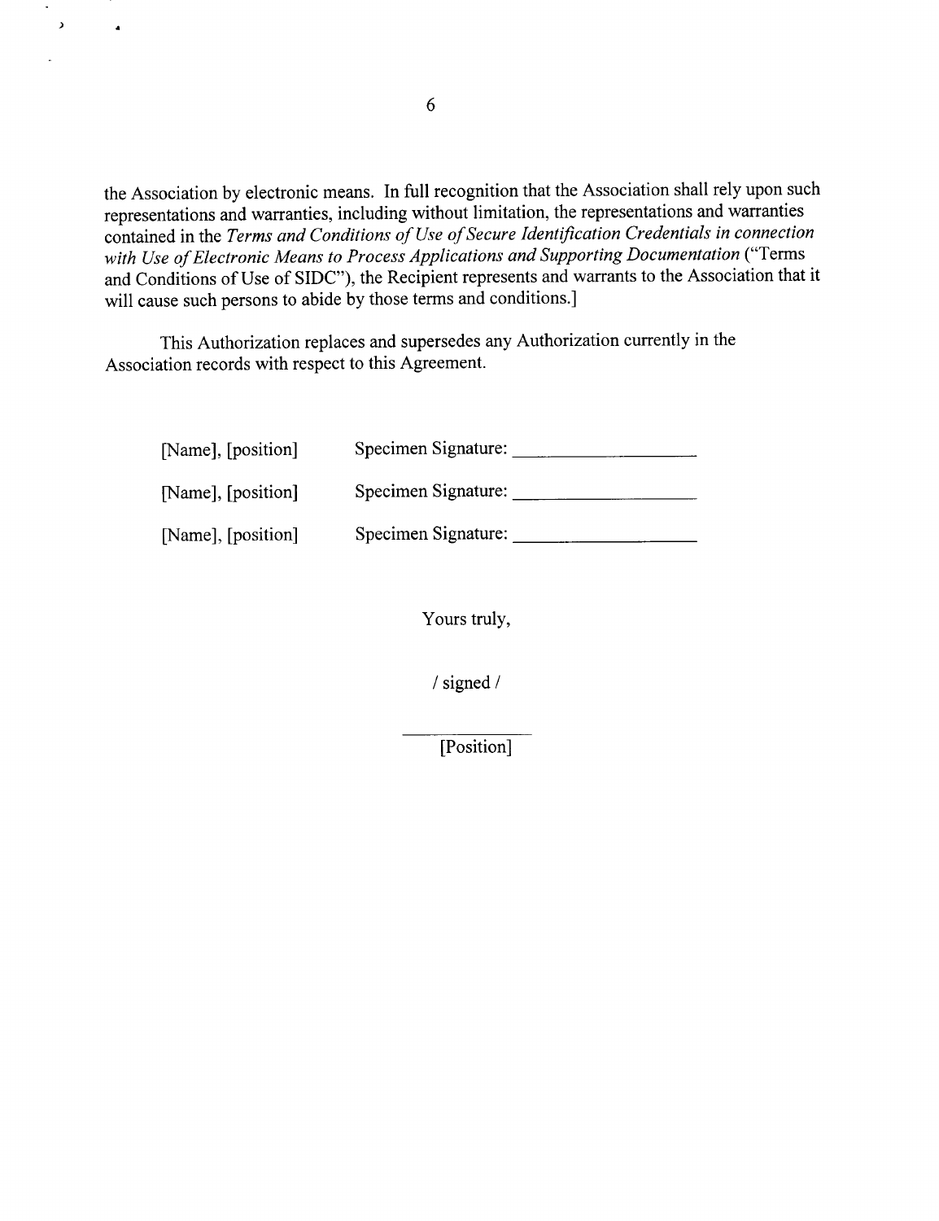the Association by electronic means. In full recognition that the Association shall rely upon such representations and warranties, including without limitation, the representations and warranties contained in the *Terms and Conditions of Use of Secure Identification Credentials in connection with Use of Electronic Means to Process Applications and Supporting Documentation* ("Terms and Conditions of Use of SIDC"), the Recipient represents and warrants to the Association that it will cause such persons to abide by those terms and conditions.]

This Authorization replaces and supersedes any Authorization currently in the Association records with respect to this Agreement.

[Name], [position] Specimen Signature: ____________________

[Name], [position] Specimen Signature: ____________________

[Name], [position] Specimen Signature: ____________________

Yours truly,

/ signed /

______________
[Position]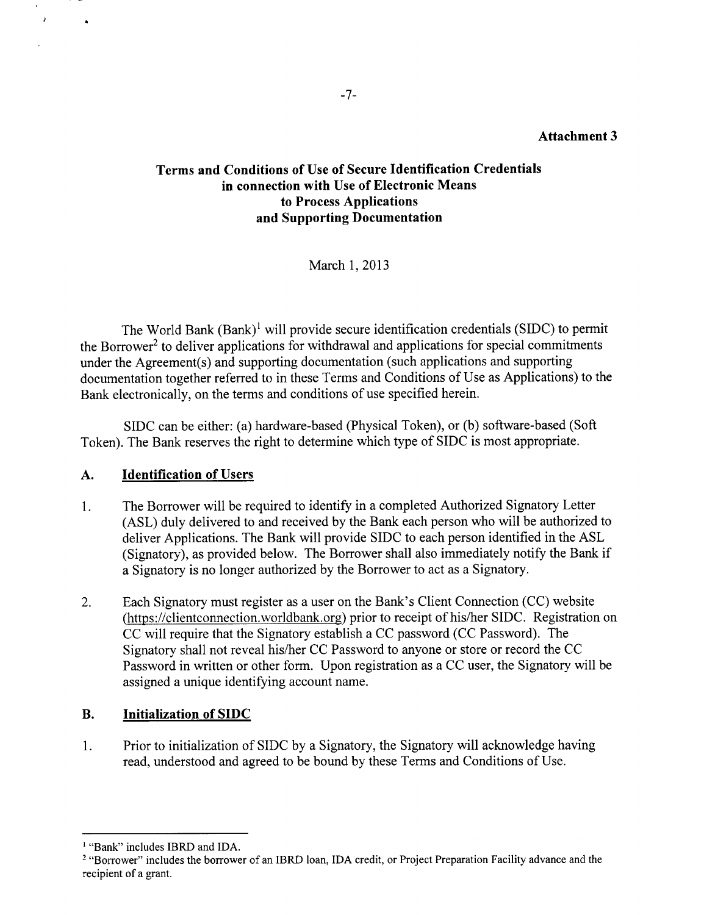**Attachment 3**

## Terms and Conditions of Use of Secure Identification Credentials in connection with Use of Electronic Means to Process Applications and Supporting Documentation

March 1, 2013

The World Bank (Bank)[1] will provide secure identification credentials (SIDC) to permit the Borrower[2] to deliver applications for withdrawal and applications for special commitments under the Agreement(s) and supporting documentation (such applications and supporting documentation together referred to in these Terms and Conditions of Use as Applications) to the Bank electronically, on the terms and conditions of use specified herein.

SIDC can be either: (a) hardware-based (Physical Token), or (b) software-based (Soft Token). The Bank reserves the right to determine which type of SIDC is most appropriate.

### A. Identification of Users

1. The Borrower will be required to identify in a completed Authorized Signatory Letter (ASL) duly delivered to and received by the Bank each person who will be authorized to deliver Applications. The Bank will provide SIDC to each person identified in the ASL (Signatory), as provided below. The Borrower shall also immediately notify the Bank if a Signatory is no longer authorized by the Borrower to act as a Signatory.

2. Each Signatory must register as a user on the Bank's Client Connection (CC) website (https://clientconnection.worldbank.org) prior to receipt of his/her SIDC. Registration on CC will require that the Signatory establish a CC password (CC Password). The Signatory shall not reveal his/her CC Password to anyone or store or record the CC Password in written or other form. Upon registration as a CC user, the Signatory will be assigned a unique identifying account name.

### B. Initialization of SIDC

1. Prior to initialization of SIDC by a Signatory, the Signatory will acknowledge having read, understood and agreed to be bound by these Terms and Conditions of Use.

---

[1] "Bank" includes IBRD and IDA.

[2] "Borrower" includes the borrower of an IBRD loan, IDA credit, or Project Preparation Facility advance and the recipient of a grant.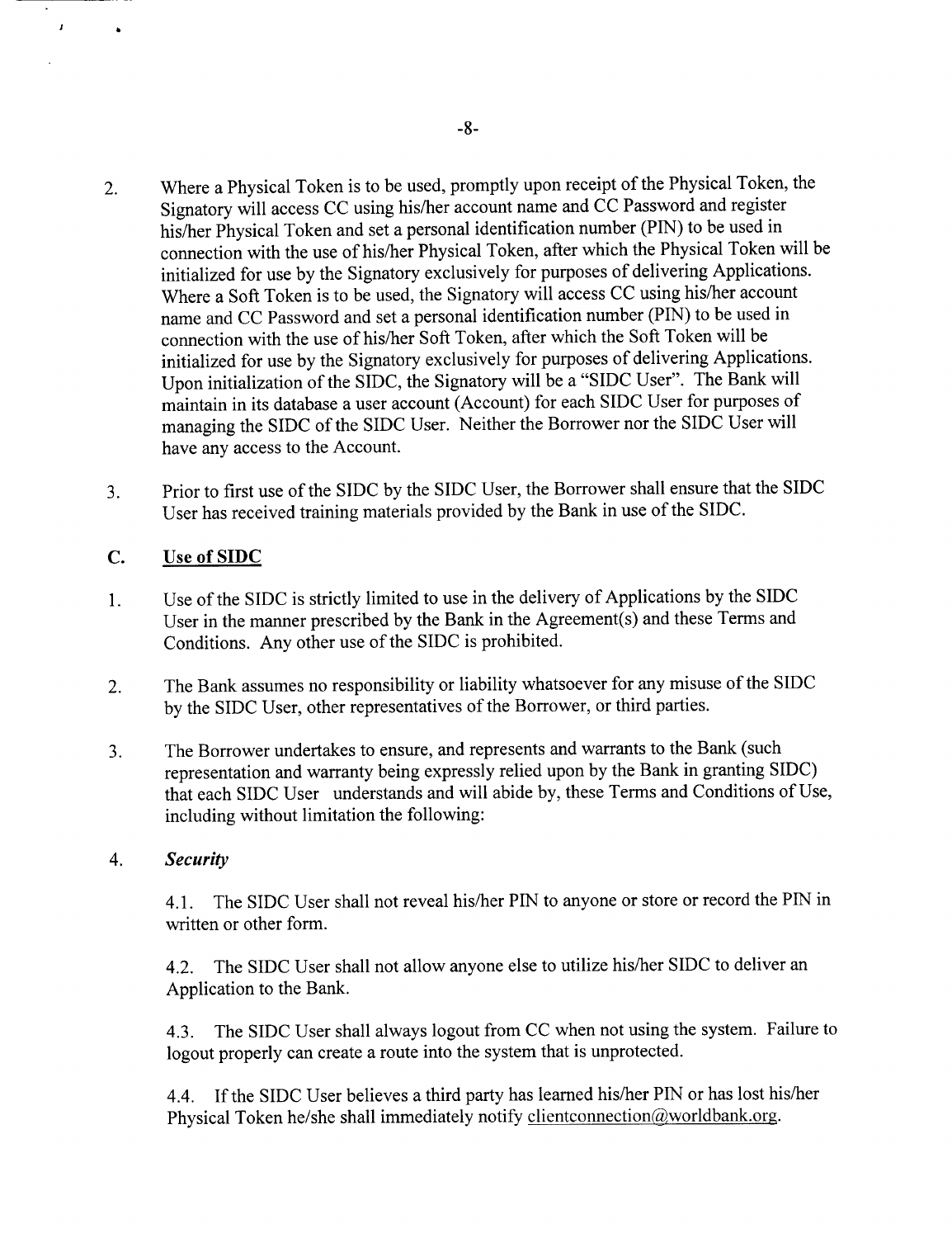2. Where a Physical Token is to be used, promptly upon receipt of the Physical Token, the Signatory will access CC using his/her account name and CC Password and register his/her Physical Token and set a personal identification number (PIN) to be used in connection with the use of his/her Physical Token, after which the Physical Token will be initialized for use by the Signatory exclusively for purposes of delivering Applications. Where a Soft Token is to be used, the Signatory will access CC using his/her account name and CC Password and set a personal identification number (PIN) to be used in connection with the use of his/her Soft Token, after which the Soft Token will be initialized for use by the Signatory exclusively for purposes of delivering Applications. Upon initialization of the SIDC, the Signatory will be a "SIDC User". The Bank will maintain in its database a user account (Account) for each SIDC User for purposes of managing the SIDC of the SIDC User. Neither the Borrower nor the SIDC User will have any access to the Account.

3. Prior to first use of the SIDC by the SIDC User, the Borrower shall ensure that the SIDC User has received training materials provided by the Bank in use of the SIDC.

## C. Use of SIDC

1. Use of the SIDC is strictly limited to use in the delivery of Applications by the SIDC User in the manner prescribed by the Bank in the Agreement(s) and these Terms and Conditions. Any other use of the SIDC is prohibited.

2. The Bank assumes no responsibility or liability whatsoever for any misuse of the SIDC by the SIDC User, other representatives of the Borrower, or third parties.

3. The Borrower undertakes to ensure, and represents and warrants to the Bank (such representation and warranty being expressly relied upon by the Bank in granting SIDC) that each SIDC User understands and will abide by, these Terms and Conditions of Use, including without limitation the following:

4. ***Security***

   4.1. The SIDC User shall not reveal his/her PIN to anyone or store or record the PIN in written or other form.

   4.2. The SIDC User shall not allow anyone else to utilize his/her SIDC to deliver an Application to the Bank.

   4.3. The SIDC User shall always logout from CC when not using the system. Failure to logout properly can create a route into the system that is unprotected.

   4.4. If the SIDC User believes a third party has learned his/her PIN or has lost his/her Physical Token he/she shall immediately notify clientconnection@worldbank.org.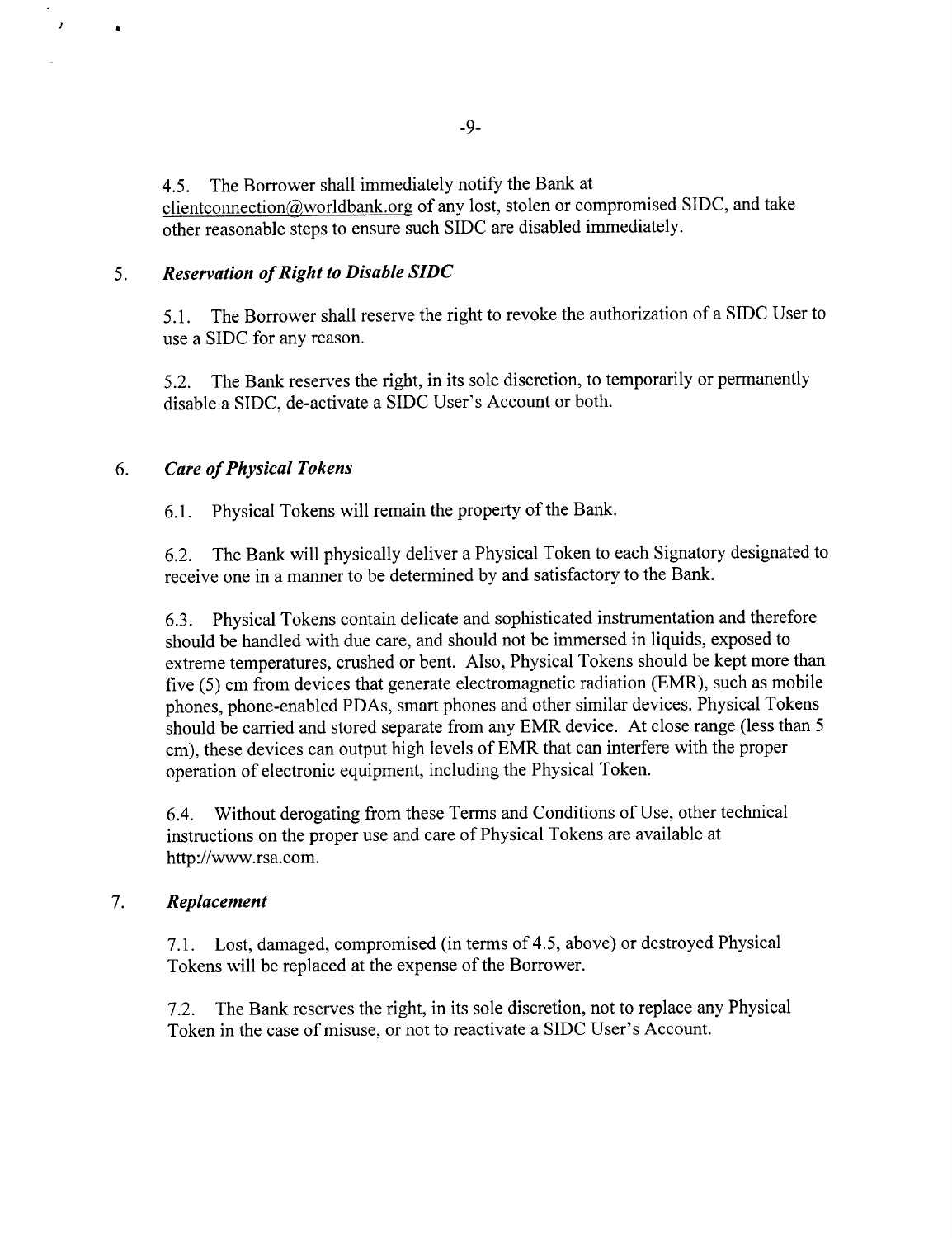4.5. The Borrower shall immediately notify the Bank at clientconnection@worldbank.org of any lost, stolen or compromised SIDC, and take other reasonable steps to ensure such SIDC are disabled immediately.

5. ***Reservation of Right to Disable SIDC***

5.1. The Borrower shall reserve the right to revoke the authorization of a SIDC User to use a SIDC for any reason.

5.2. The Bank reserves the right, in its sole discretion, to temporarily or permanently disable a SIDC, de-activate a SIDC User's Account or both.

6. ***Care of Physical Tokens***

6.1. Physical Tokens will remain the property of the Bank.

6.2. The Bank will physically deliver a Physical Token to each Signatory designated to receive one in a manner to be determined by and satisfactory to the Bank.

6.3. Physical Tokens contain delicate and sophisticated instrumentation and therefore should be handled with due care, and should not be immersed in liquids, exposed to extreme temperatures, crushed or bent. Also, Physical Tokens should be kept more than five (5) cm from devices that generate electromagnetic radiation (EMR), such as mobile phones, phone-enabled PDAs, smart phones and other similar devices. Physical Tokens should be carried and stored separate from any EMR device. At close range (less than 5 cm), these devices can output high levels of EMR that can interfere with the proper operation of electronic equipment, including the Physical Token.

6.4. Without derogating from these Terms and Conditions of Use, other technical instructions on the proper use and care of Physical Tokens are available at http://www.rsa.com.

7. ***Replacement***

7.1. Lost, damaged, compromised (in terms of 4.5, above) or destroyed Physical Tokens will be replaced at the expense of the Borrower.

7.2. The Bank reserves the right, in its sole discretion, not to replace any Physical Token in the case of misuse, or not to reactivate a SIDC User's Account.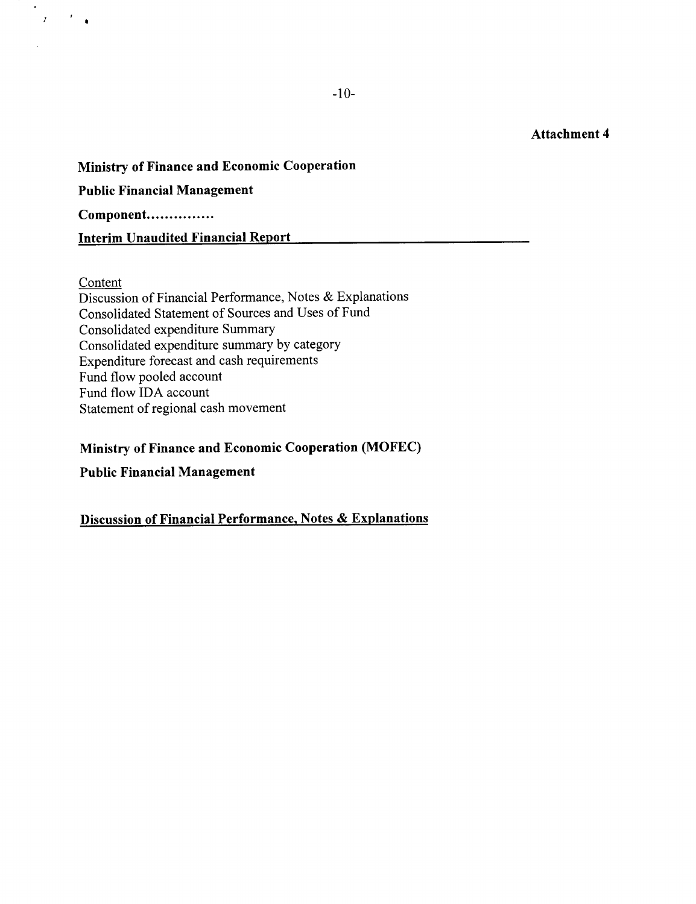**Attachment 4**

**Ministry of Finance and Economic Cooperation**

**Public Financial Management**

**Component...............**

**Interim Unaudited Financial Report**

Content

Discussion of Financial Performance, Notes & Explanations
Consolidated Statement of Sources and Uses of Fund
Consolidated expenditure Summary
Consolidated expenditure summary by category
Expenditure forecast and cash requirements
Fund flow pooled account
Fund flow IDA account
Statement of regional cash movement

**Ministry of Finance and Economic Cooperation (MOFEC)**

**Public Financial Management**

**Discussion of Financial Performance, Notes & Explanations**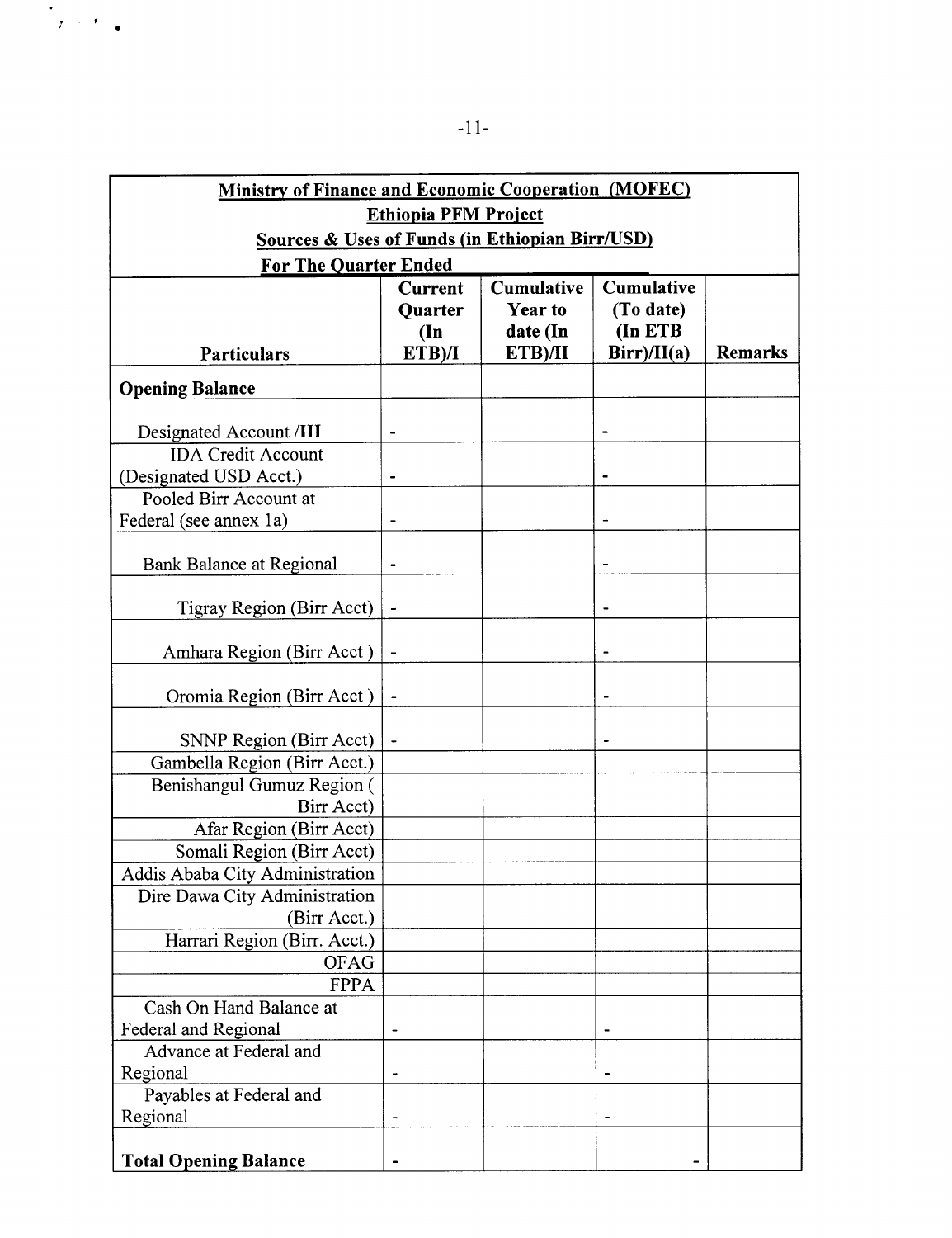| Ministry of Finance and Economic Cooperation (MOFEC)<br>Ethiopia PFM Project<br>Sources & Uses of Funds (in Ethiopian Birr/USD)<br>For The Quarter Ended | | | | |
|---|---|---|---|---|
| **Particulars** | **Current Quarter (In ETB)/I** | **Cumulative Year to date (In ETB)/II** | **Cumulative (To date) (In ETB Birr)/II(a)** | **Remarks** |
| **Opening Balance** | | | | |
| Designated Account /**III** | - | | - | |
| IDA Credit Account (Designated USD Acct.) | - | | - | |
| Pooled Birr Account at Federal (see annex 1a) | - | | - | |
| Bank Balance at Regional | - | | - | |
| Tigray Region (Birr Acct) | - | | - | |
| Amhara Region (Birr Acct ) | - | | - | |
| Oromia Region (Birr Acct ) | - | | - | |
| SNNP Region (Birr Acct) | - | | - | |
| Gambella Region (Birr Acct.) | | | | |
| Benishangul Gumuz Region ( Birr Acct) | | | | |
| Afar Region (Birr Acct) | | | | |
| Somali Region (Birr Acct) | | | | |
| Addis Ababa City Administration | | | | |
| Dire Dawa City Administration (Birr Acct.) | | | | |
| Harrari Region (Birr. Acct.) | | | | |
| OFAG | | | | |
| FPPA | | | | |
| Cash On Hand Balance at Federal and Regional | - | | - | |
| Advance at Federal and Regional | - | | - | |
| Payables at Federal and Regional | - | | - | |
| **Total Opening Balance** | - | | - | |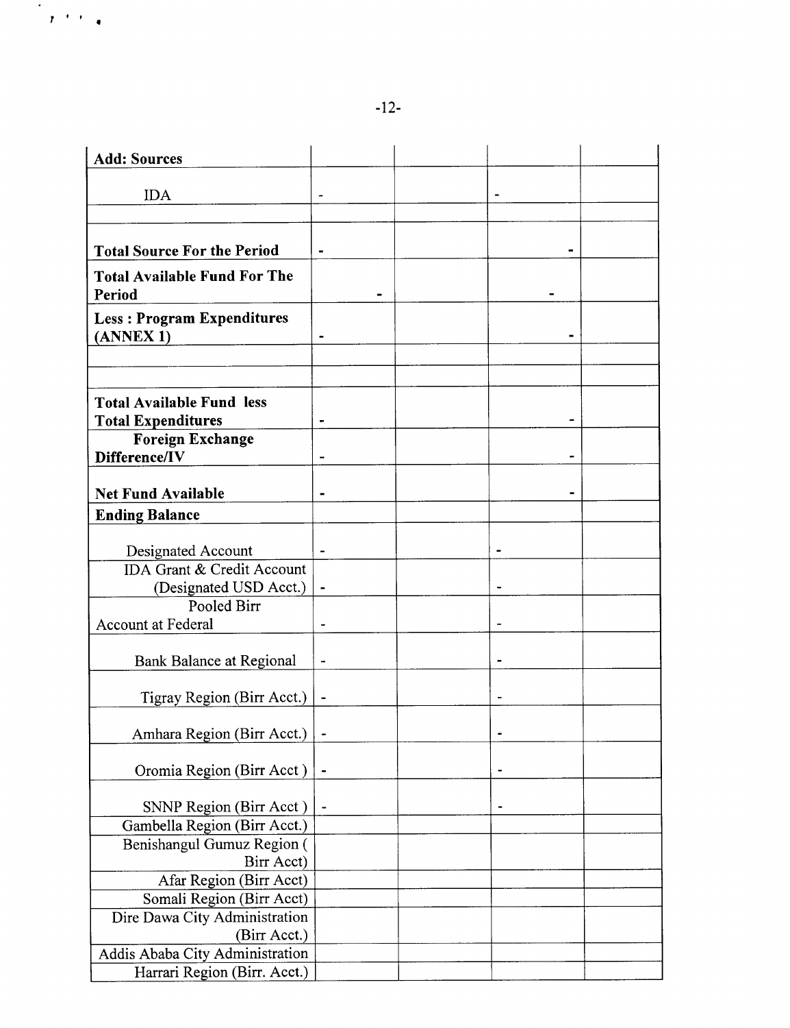| Add: Sources | | | | |
|---|---|---|---|---|
| IDA | - | | - | |
| | | | | |
| Total Source For the Period | - | | - | |
| Total Available Fund For The Period | - | | - | |
| Less : Program Expenditures (ANNEX 1) | - | | - | |
| | | | | |
| | | | | |
| Total Available Fund less Total Expenditures | - | | - | |
| Foreign Exchange Difference/IV | - | | - | |
| Net Fund Available | - | | - | |
| Ending Balance | | | | |
| Designated Account | - | | - | |
| IDA Grant & Credit Account (Designated USD Acct.) | - | | - | |
| Pooled Birr Account at Federal | - | | - | |
| Bank Balance at Regional | - | | - | |
| Tigray Region (Birr Acct.) | - | | - | |
| Amhara Region (Birr Acct.) | - | | - | |
| Oromia Region (Birr Acct ) | - | | - | |
| SNNP Region (Birr Acct ) | - | | - | |
| Gambella Region (Birr Acct.) | | | | |
| Benishangul Gumuz Region ( Birr Acct) | | | | |
| Afar Region (Birr Acct) | | | | |
| Somali Region (Birr Acct) | | | | |
| Dire Dawa City Administration (Birr Acct.) | | | | |
| Addis Ababa City Administration | | | | |
| Harrari Region (Birr. Acct.) | | | | |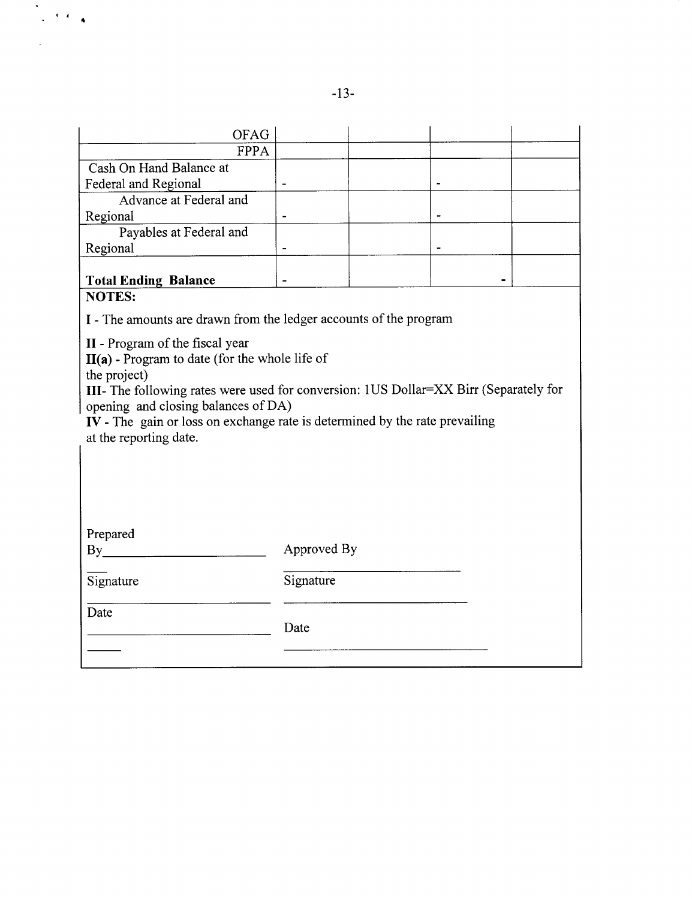| | | | | |
|---|---|---|---|---|
| OFAG | | | | |
| FPPA | | | | |
| Cash On Hand Balance at Federal and Regional | - | | - | |
| Advance at Federal and Regional | - | | - | |
| Payables at Federal and Regional | - | | - | |
| **Total Ending Balance** | - | | - | |

**NOTES:**

**I** - The amounts are drawn from the ledger accounts of the program

**II** - Program of the fiscal year

**II(a)** - Program to date (for the whole life of the project)

**III**- The following rates were used for conversion: 1US Dollar=XX Birr (Separately for opening and closing balances of DA)

**IV** - The gain or loss on exchange rate is determined by the rate prevailing at the reporting date.

Prepared By\_\_\_\_\_\_\_\_\_\_\_\_\_\_\_\_\_\_\_\_\_\_\_\_ Approved By \_\_\_\_\_\_\_\_\_\_\_\_\_\_\_\_\_\_\_\_\_\_\_\_

Signature \_\_\_\_\_\_\_\_\_\_\_\_\_\_\_\_\_\_\_\_\_\_\_\_ Signature \_\_\_\_\_\_\_\_\_\_\_\_\_\_\_\_\_\_\_\_\_\_\_\_

Date \_\_\_\_\_\_\_\_\_\_\_\_\_\_\_\_\_\_\_\_\_\_\_\_ Date \_\_\_\_\_\_\_\_\_\_\_\_\_\_\_\_\_\_\_\_\_\_\_\_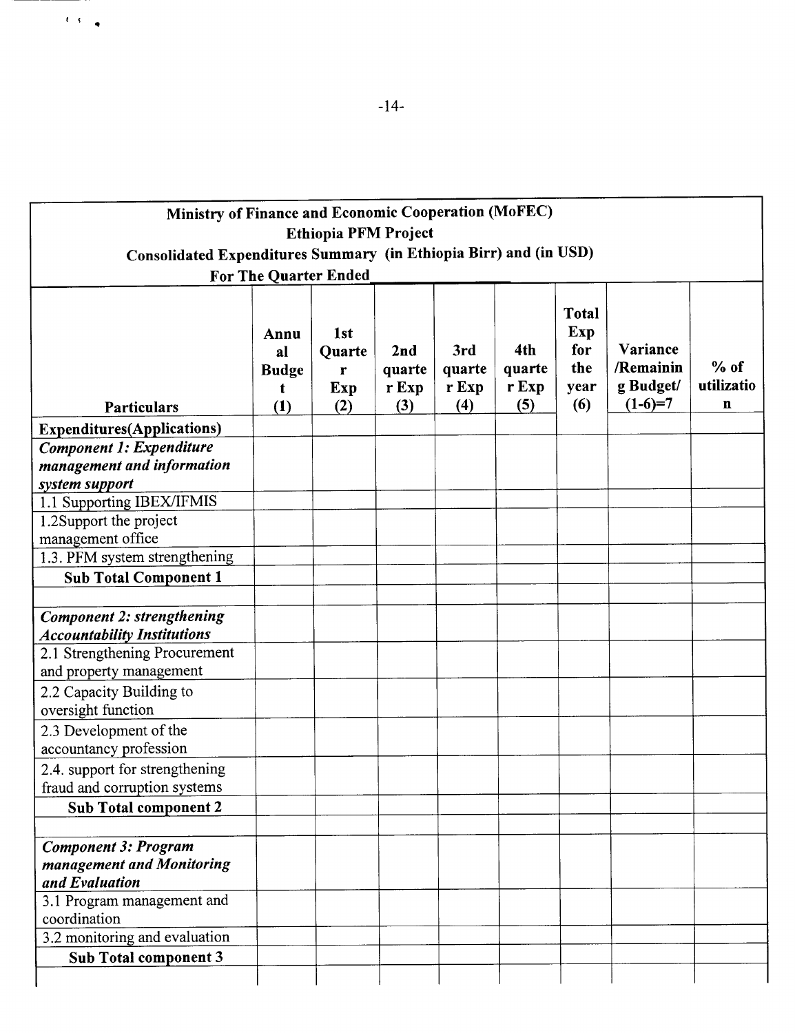**Ministry of Finance and Economic Cooperation (MoFEC)**
**Ethiopia PFM Project**
**Consolidated Expenditures Summary (in Ethiopia Birr) and (in USD)**
**For The Quarter Ended\_\_\_\_\_\_\_\_\_\_**

| Particulars | Annual Budget (1) | 1st Quarter Exp (2) | 2nd quarter Exp (3) | 3rd quarter Exp (4) | 4th quarter Exp (5) | Total Exp for the year (6) | Variance /Remaining Budget/ (1-6)=7 | % of utilization |
|---|---|---|---|---|---|---|---|---|
| **Expenditures(Applications)** | | | | | | | | |
| ***Component 1: Expenditure management and information system support*** | | | | | | | | |
| 1.1 Supporting IBEX/IFMIS | | | | | | | | |
| 1.2Support the project management office | | | | | | | | |
| 1.3. PFM system strengthening | | | | | | | | |
| **Sub Total Component 1** | | | | | | | | |
| | | | | | | | | |
| ***Component 2: strengthening Accountability Institutions*** | | | | | | | | |
| 2.1 Strengthening Procurement and property management | | | | | | | | |
| 2.2 Capacity Building to oversight function | | | | | | | | |
| 2.3 Development of the accountancy profession | | | | | | | | |
| 2.4. support for strengthening fraud and corruption systems | | | | | | | | |
| **Sub Total component 2** | | | | | | | | |
| | | | | | | | | |
| ***Component 3: Program management and Monitoring and Evaluation*** | | | | | | | | |
| 3.1 Program management and coordination | | | | | | | | |
| 3.2 monitoring and evaluation | | | | | | | | |
| **Sub Total component 3** | | | | | | | | |
| | | | | | | | | |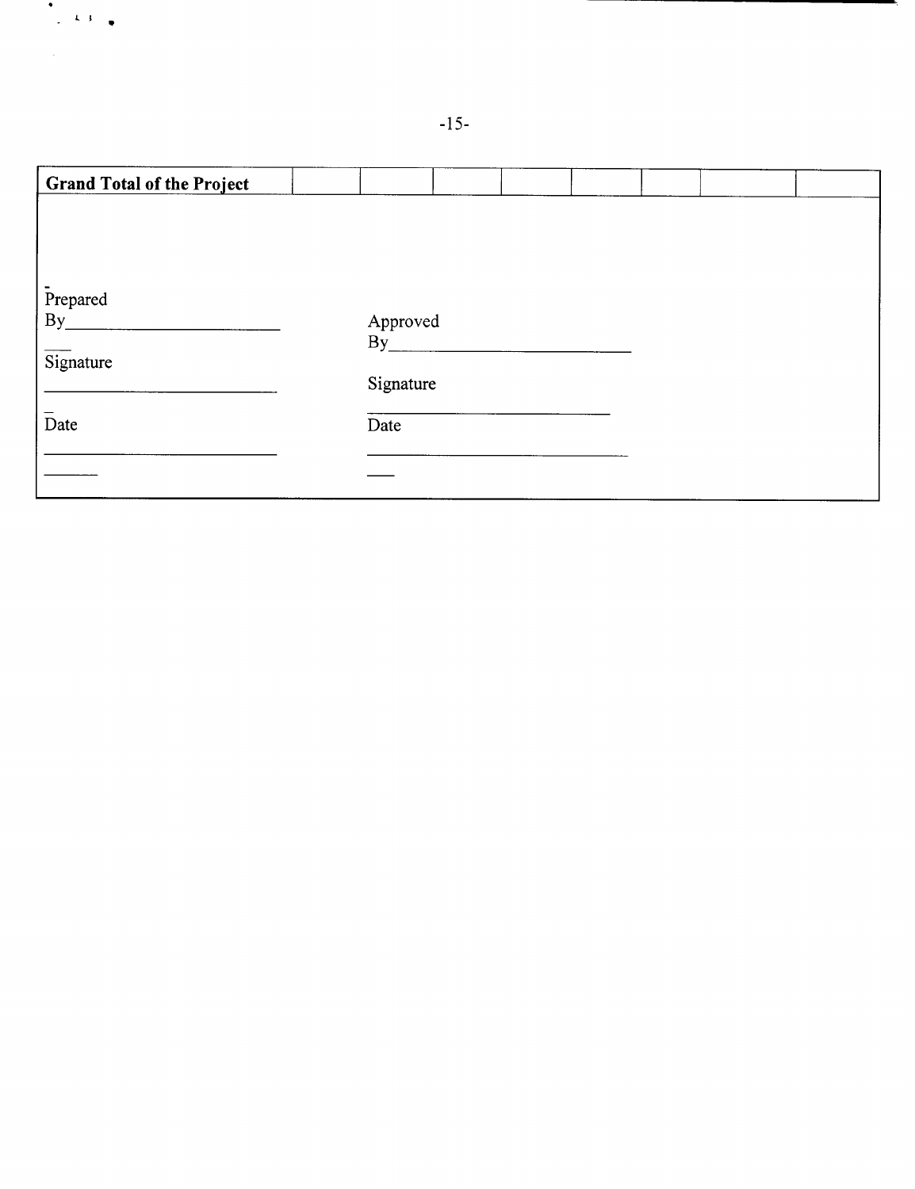| Grand Total of the Project | | | | | | | | |
|---|---|---|---|---|---|---|---|---|

Prepared By________________________

Signature

________________________

Date

________________________

Approved By________________________

Signature

________________________

Date

________________________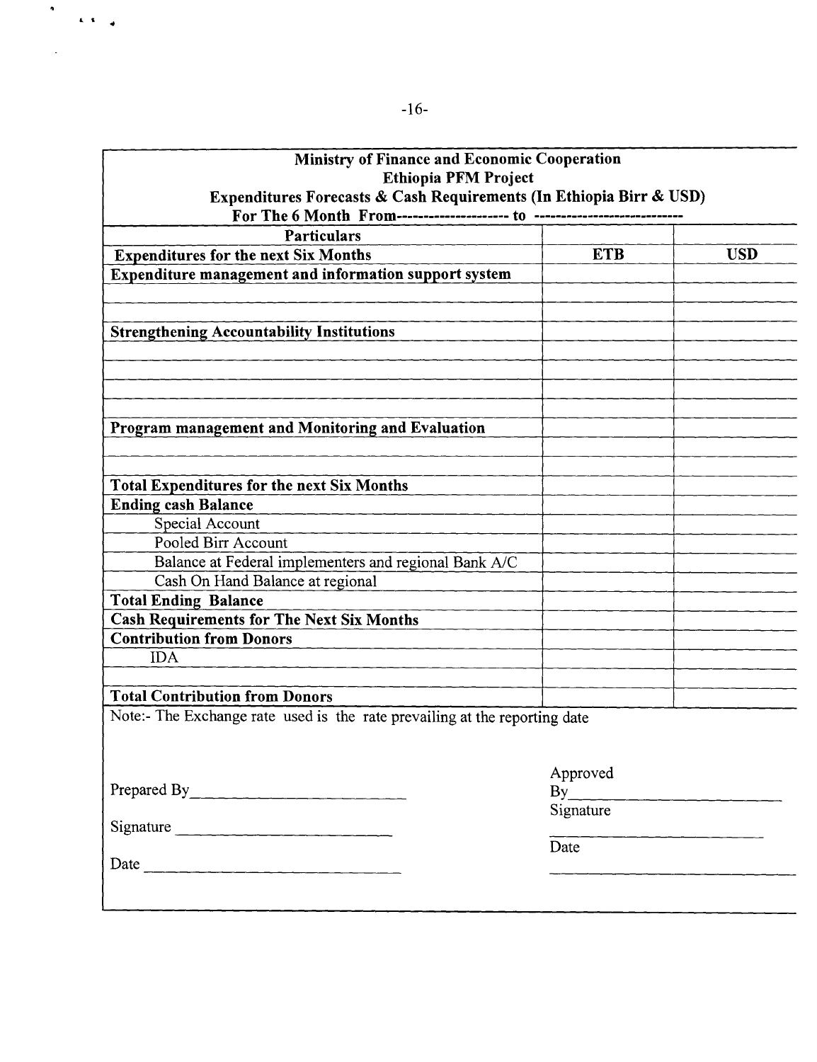**Ministry of Finance and Economic Cooperation**
**Ethiopia PFM Project**
**Expenditures Forecasts & Cash Requirements (In Ethiopia Birr & USD)**
**For The 6 Month From------------------- to --------------------------**

| Particulars | | |
|---|---|---|
| **Expenditures for the next Six Months** | **ETB** | **USD** |
| **Expenditure management and information support system** | | |
| | | |
| | | |
| **Strengthening Accountability Institutions** | | |
| | | |
| | | |
| | | |
| | | |
| **Program management and Monitoring and Evaluation** | | |
| | | |
| | | |
| **Total Expenditures for the next Six Months** | | |
| **Ending cash Balance** | | |
| Special Account | | |
| Pooled Birr Account | | |
| Balance at Federal implementers and regional Bank A/C | | |
| Cash On Hand Balance at regional | | |
| **Total Ending Balance** | | |
| **Cash Requirements for The Next Six Months** | | |
| **Contribution from Donors** | | |
| IDA | | |
| | | |
| **Total Contribution from Donors** | | |

Note:- The Exchange rate used is the rate prevailing at the reporting date

Prepared By_______________________

Signature _________________________

Date _____________________________

Approved By_______________________

Signature

_________________________

Date

_________________________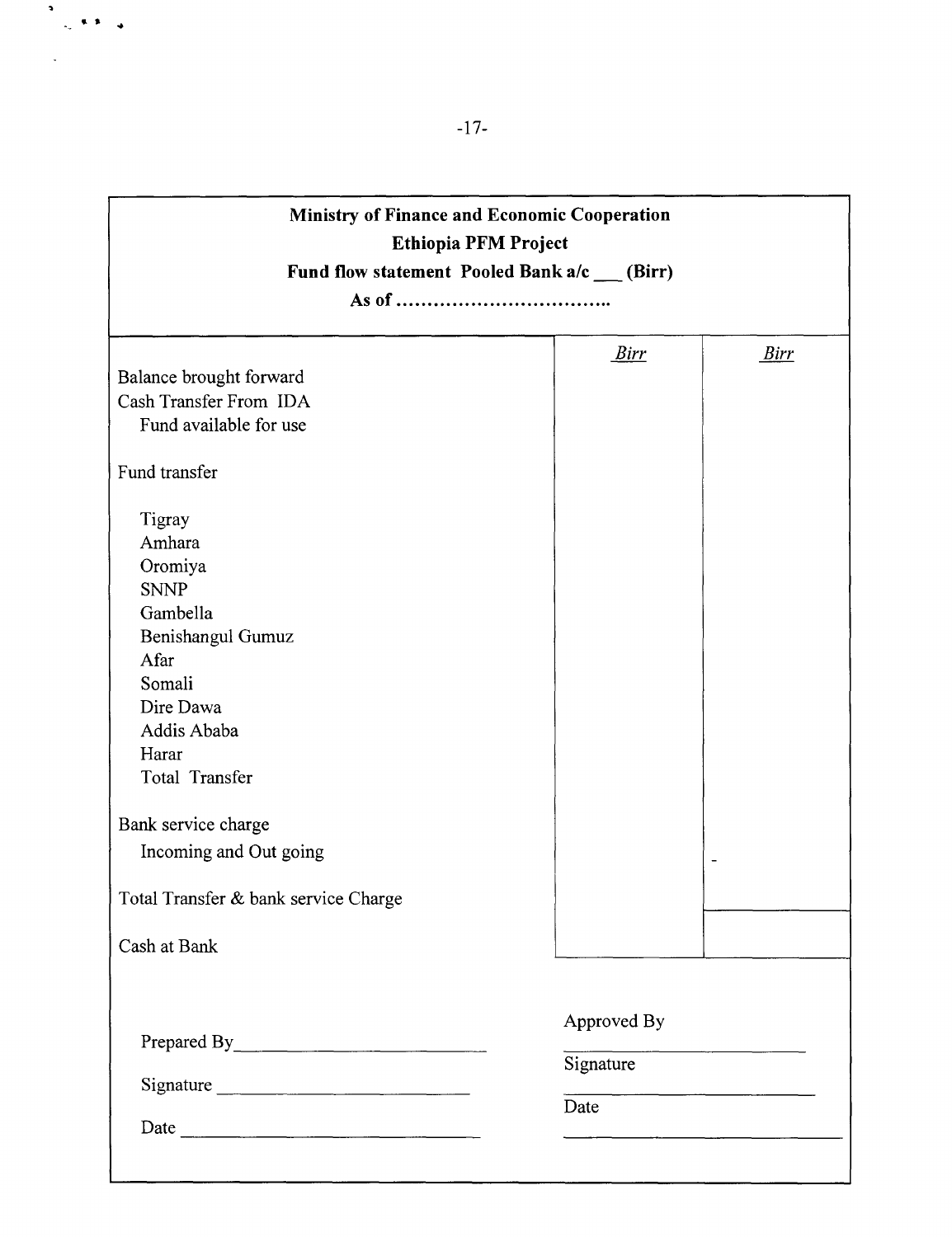**Ministry of Finance and Economic Cooperation**
**Ethiopia PFM Project**
**Fund flow statement Pooled Bank a/c ___ (Birr)**
**As of ………………………………..**

| | *Birr* | *Birr* |
|---|---|---|
| Balance brought forward | | |
| Cash Transfer From IDA | | |
| Fund available for use | | |
| | | |
| Fund transfer | | |
| | | |
| Tigray | | |
| Amhara | | |
| Oromiya | | |
| SNNP | | |
| Gambella | | |
| Benishangul Gumuz | | |
| Afar | | |
| Somali | | |
| Dire Dawa | | |
| Addis Ababa | | |
| Harar | | |
| Total Transfer | | |
| | | |
| Bank service charge | | |
| Incoming and Out going | | - |
| | | |
| Total Transfer & bank service Charge | | |
| | | |
| Cash at Bank | | |

Prepared By________________________

Signature ________________________

Date ________________________

Approved By

________________________

Signature

________________________

Date

________________________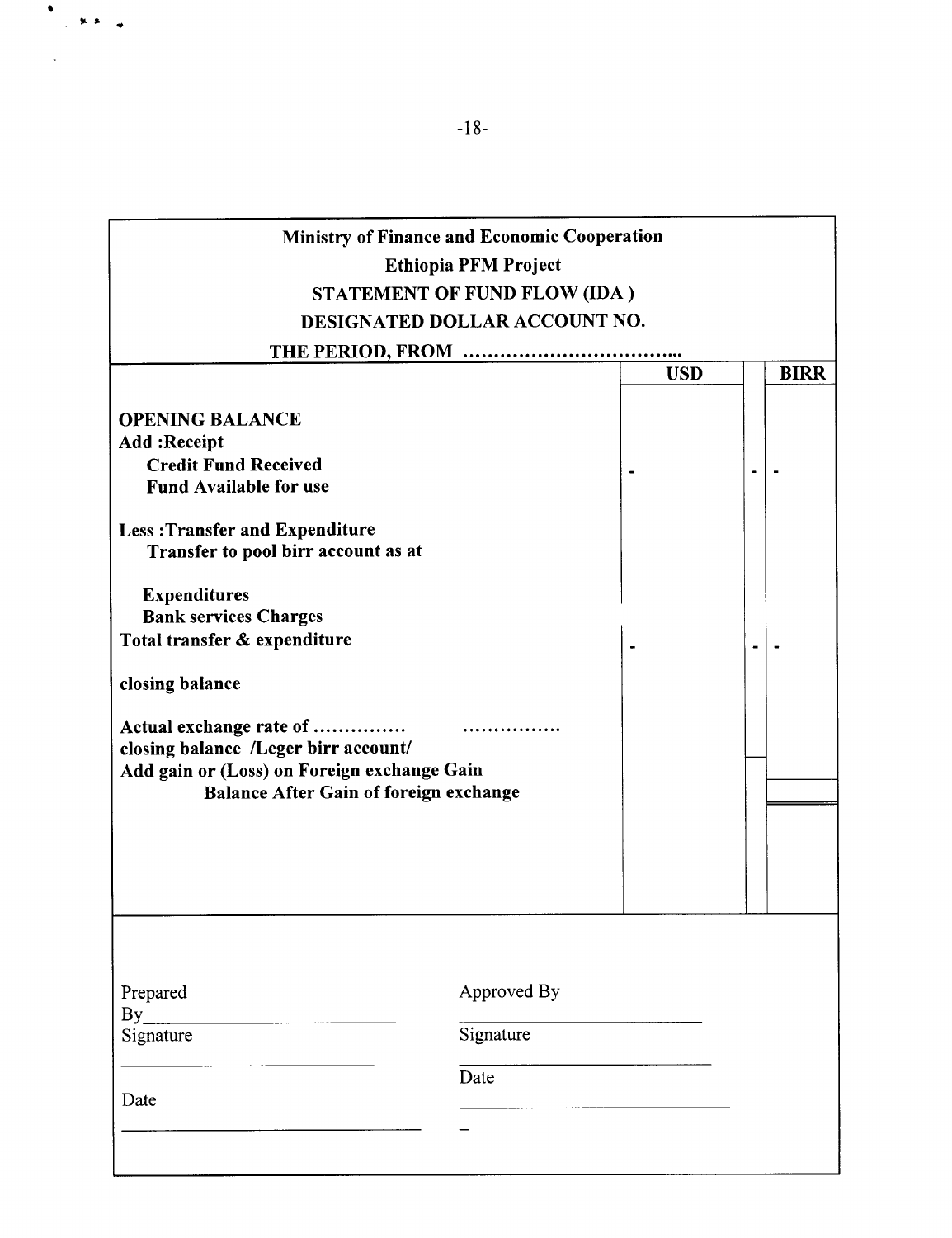**Ministry of Finance and Economic Cooperation**
**Ethiopia PFM Project**
**STATEMENT OF FUND FLOW (IDA )**
**DESIGNATED DOLLAR ACCOUNT NO.**
**THE PERIOD, FROM ..................................**

| | USD | | BIRR |
|---|---|---|---|
| **OPENING BALANCE** | | | |
| **Add :Receipt** | | | |
| **Credit Fund Received** | | | |
| **Fund Available for use** | - | - | - |
| **Less :Transfer and Expenditure** | | | |
| **Transfer to pool birr account as at** | | | |
| **Expenditures** | | | |
| **Bank services Charges** | | | |
| **Total transfer & expenditure** | - | - | - |
| **closing balance** | | | |
| **Actual exchange rate of ............... ................** | | | |
| **closing balance /Leger birr account/** | | | |
| **Add gain or (Loss) on Foreign exchange Gain** | | | |
| **Balance After Gain of foreign exchange** | | | |

Prepared By\_\_\_\_\_\_\_\_\_\_\_\_\_\_\_\_\_\_\_\_\_\_\_\_
Signature
\_\_\_\_\_\_\_\_\_\_\_\_\_\_\_\_\_\_\_\_\_\_\_\_
Date
\_\_\_\_\_\_\_\_\_\_\_\_\_\_\_\_\_\_\_\_\_\_\_\_

Approved By
\_\_\_\_\_\_\_\_\_\_\_\_\_\_\_\_\_\_\_\_\_\_\_\_
Signature
\_\_\_\_\_\_\_\_\_\_\_\_\_\_\_\_\_\_\_\_\_\_\_\_
Date
\_\_\_\_\_\_\_\_\_\_\_\_\_\_\_\_\_\_\_\_\_\_\_\_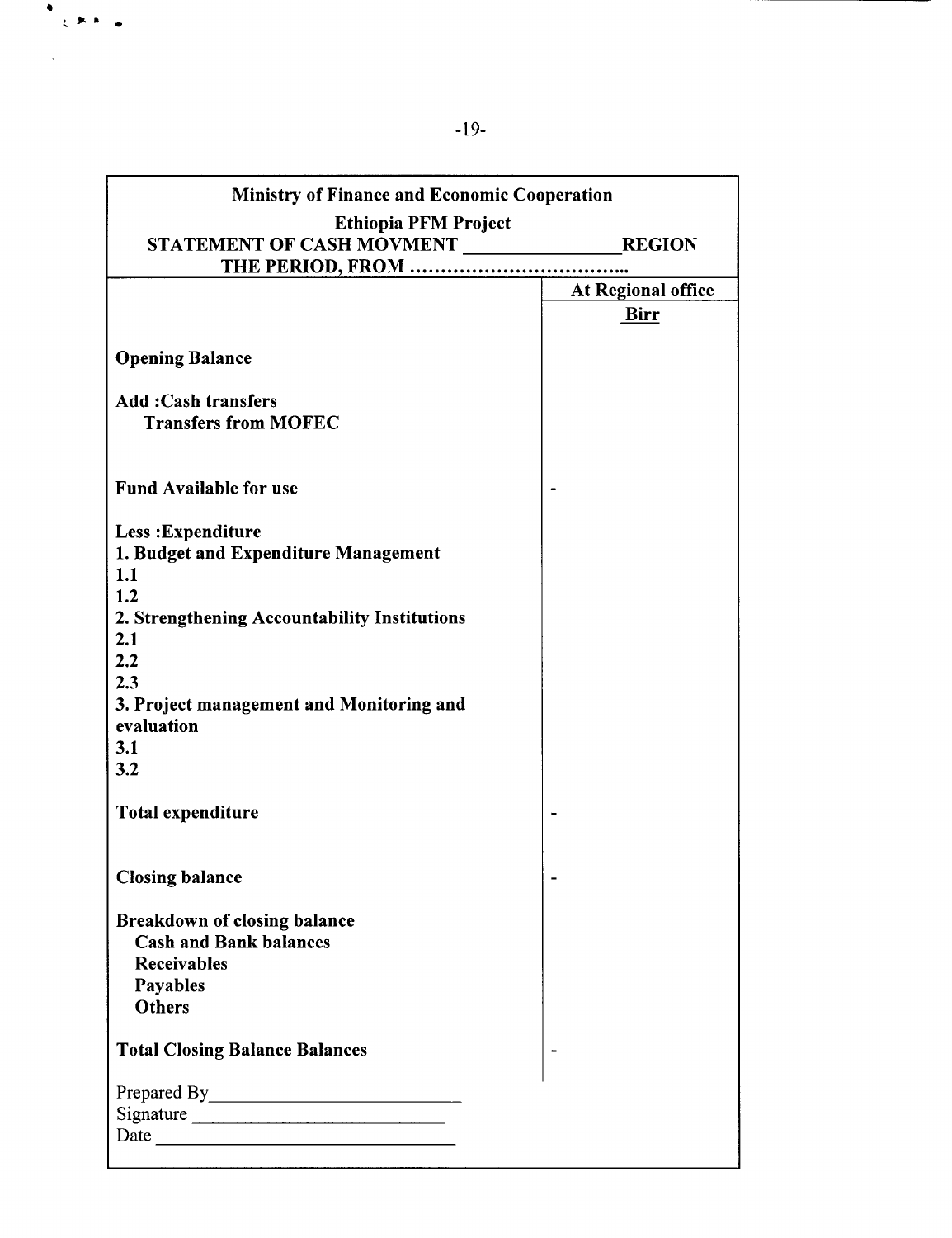**Ministry of Finance and Economic Cooperation**

**Ethiopia PFM Project**

**STATEMENT OF CASH MOVMENT \_\_\_\_\_\_\_\_\_\_\_\_\_\_\_ REGION**

**THE PERIOD, FROM ……………………………...**

| | **At Regional office** |
|---|---|
| | **Birr** |
| **Opening Balance** | |
| **Add :Cash transfers** | |
| **Transfers from MOFEC** | |
| **Fund Available for use** | - |
| **Less :Expenditure** | |
| **1. Budget and Expenditure Management** | |
| **1.1** | |
| **1.2** | |
| **2. Strengthening Accountability Institutions** | |
| **2.1** | |
| **2.2** | |
| **2.3** | |
| **3. Project management and Monitoring and evaluation** | |
| **3.1** | |
| **3.2** | |
| **Total expenditure** | - |
| **Closing balance** | - |
| **Breakdown of closing balance** | |
| **Cash and Bank balances** | |
| **Receivables** | |
| **Payables** | |
| **Others** | |
| **Total Closing Balance Balances** | - |

Prepared By\_\_\_\_\_\_\_\_\_\_\_\_\_\_\_\_\_\_\_\_\_\_\_\_\_\_

Signature \_\_\_\_\_\_\_\_\_\_\_\_\_\_\_\_\_\_\_\_\_\_\_\_\_\_

Date \_\_\_\_\_\_\_\_\_\_\_\_\_\_\_\_\_\_\_\_\_\_\_\_\_\_\_\_\_\_\_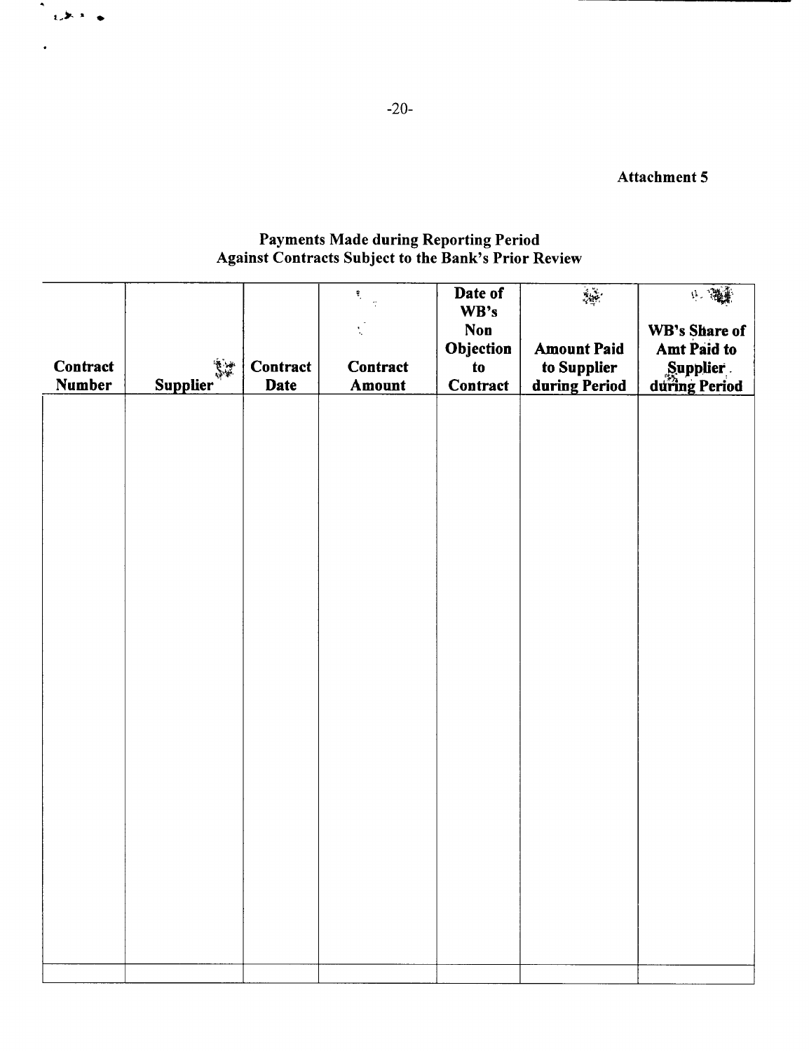Attachment 5

## Payments Made during Reporting Period Against Contracts Subject to the Bank's Prior Review

| Contract Number | Supplier | Contract Date | Contract Amount | Date of WB's Non Objection to Contract | Amount Paid to Supplier during Period | WB's Share of Amt Paid to Supplier during Period |
|---|---|---|---|---|---|---|
| | | | | | | |
| | | | | | | |